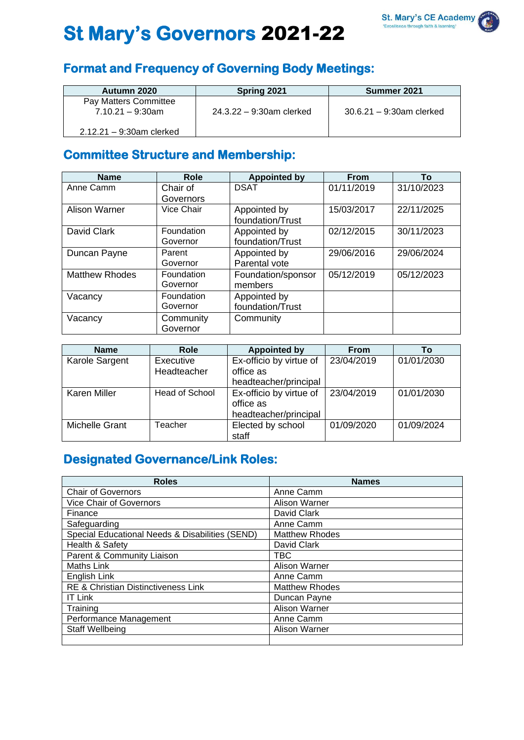# St Mary's Governors 2021-22

St. Mary's CE Academy
'Excellence through faith & learning'

## Format and Frequency of Governing Body Meetings:

| Autumn 2020 | Spring 2021 | Summer 2021 |
|---|---|---|
| Pay Matters Committee<br>7.10.21 – 9:30am<br><br>2.12.21 – 9:30am clerked | 24.3.22 – 9:30am clerked | 30.6.21 – 9:30am clerked |

## Committee Structure and Membership:

| Name | Role | Appointed by | From | To |
|---|---|---|---|---|
| Anne Camm | Chair of Governors | DSAT | 01/11/2019 | 31/10/2023 |
| Alison Warner | Vice Chair | Appointed by foundation/Trust | 15/03/2017 | 22/11/2025 |
| David Clark | Foundation Governor | Appointed by foundation/Trust | 02/12/2015 | 30/11/2023 |
| Duncan Payne | Parent Governor | Appointed by Parental vote | 29/06/2016 | 29/06/2024 |
| Matthew Rhodes | Foundation Governor | Foundation/sponsor members | 05/12/2019 | 05/12/2023 |
| Vacancy | Foundation Governor | Appointed by foundation/Trust | | |
| Vacancy | Community Governor | Community | | |

| Name | Role | Appointed by | From | To |
|---|---|---|---|---|
| Karole Sargent | Executive Headteacher | Ex-officio by virtue of office as headteacher/principal | 23/04/2019 | 01/01/2030 |
| Karen Miller | Head of School | Ex-officio by virtue of office as headteacher/principal | 23/04/2019 | 01/01/2030 |
| Michelle Grant | Teacher | Elected by school staff | 01/09/2020 | 01/09/2024 |

## Designated Governance/Link Roles:

| Roles | Names |
|---|---|
| Chair of Governors | Anne Camm |
| Vice Chair of Governors | Alison Warner |
| Finance | David Clark |
| Safeguarding | Anne Camm |
| Special Educational Needs & Disabilities (SEND) | Matthew Rhodes |
| Health & Safety | David Clark |
| Parent & Community Liaison | TBC |
| Maths Link | Alison Warner |
| English Link | Anne Camm |
| RE & Christian Distinctiveness Link | Matthew Rhodes |
| IT Link | Duncan Payne |
| Training | Alison Warner |
| Performance Management | Anne Camm |
| Staff Wellbeing | Alison Warner |
| | |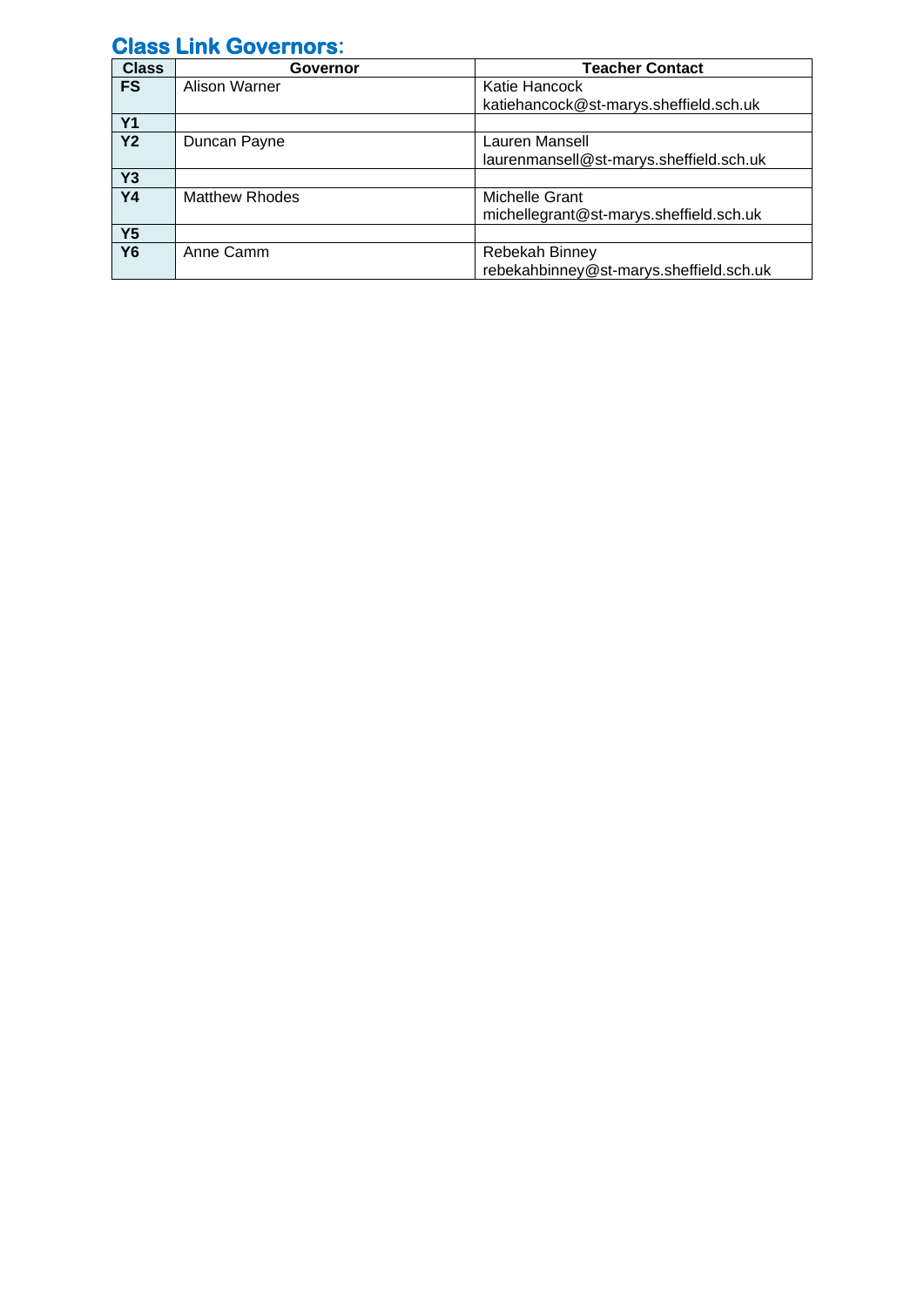## Class Link Governors:

| Class | Governor | Teacher Contact |
|---|---|---|
| **FS** | Alison Warner | Katie Hancock<br>katiehancock@st-marys.sheffield.sch.uk |
| **Y1** | | |
| **Y2** | Duncan Payne | Lauren Mansell<br>laurenmansell@st-marys.sheffield.sch.uk |
| **Y3** | | |
| **Y4** | Matthew Rhodes | Michelle Grant<br>michellegrant@st-marys.sheffield.sch.uk |
| **Y5** | | |
| **Y6** | Anne Camm | Rebekah Binney<br>rebekahbinney@st-marys.sheffield.sch.uk |